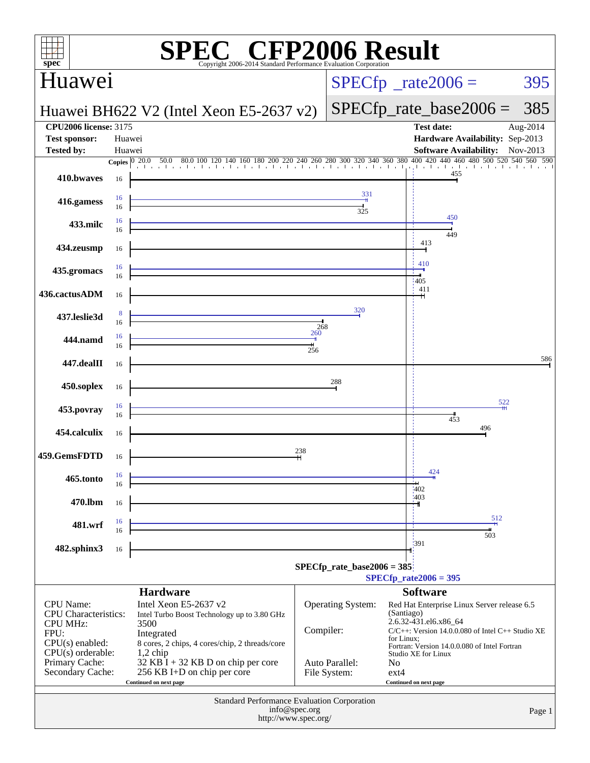# SPEC CFP2006 Result

Copyright 2006-2014 Standard Performance Evaluation Corporation

## Huawei

**Huawei BH622 V2 (Intel Xeon E5-2637 v2)**

SPECfp_rate2006 = 395

SPECfp_rate_base2006 = 385

| | | | |
|---|---|---|---|
| **CPU2006 license:** 3175 | | **Test date:** | Aug-2014 |
| **Test sponsor:** | Huawei | **Hardware Availability:** | Sep-2013 |
| **Tested by:** | Huawei | **Software Availability:** | Nov-2013 |

| Benchmark | Copies (peak) | Copies (base) | Peak | Base |
|---|---|---|---|---|
| 410.bwaves | | 16 | | 455 |
| 416.gamess | 16 | 16 | 331 | 325 |
| 433.milc | 16 | 16 | 450 | 449 |
| 434.zeusmp | | 16 | | 413 |
| 435.gromacs | 16 | 16 | 410 | 405 |
| 436.cactusADM | | 16 | | 411 |
| 437.leslie3d | 8 | 16 | 320 | 268 |
| 444.namd | 16 | 16 | 260 | 256 |
| 447.dealII | | 16 | | 586 |
| 450.soplex | | 16 | | 288 |
| 453.povray | 16 | 16 | 522 | 453 |
| 454.calculix | | 16 | | 496 |
| 459.GemsFDTD | | 16 | | 238 |
| 465.tonto | 16 | 16 | 424 | 402 |
| 470.lbm | | 16 | | 403 |
| 481.wrf | 16 | 16 | 512 | 503 |
| 482.sphinx3 | | 16 | | 391 |

SPECfp_rate_base2006 = 385

SPECfp_rate2006 = 395

## Hardware

| | |
|---|---|
| CPU Name: | Intel Xeon E5-2637 v2 |
| CPU Characteristics: | Intel Turbo Boost Technology up to 3.80 GHz |
| CPU MHz: | 3500 |
| FPU: | Integrated |
| CPU(s) enabled: | 8 cores, 2 chips, 4 cores/chip, 2 threads/core |
| CPU(s) orderable: | 1,2 chip |
| Primary Cache: | 32 KB I + 32 KB D on chip per core |
| Secondary Cache: | 256 KB I+D on chip per core |

Continued on next page

## Software

| | |
|---|---|
| Operating System: | Red Hat Enterprise Linux Server release 6.5 (Santiago) 2.6.32-431.el6.x86_64 |
| Compiler: | C/C++: Version 14.0.0.080 of Intel C++ Studio XE for Linux; Fortran: Version 14.0.0.080 of Intel Fortran Studio XE for Linux |
| Auto Parallel: | No |
| File System: | ext4 |

Continued on next page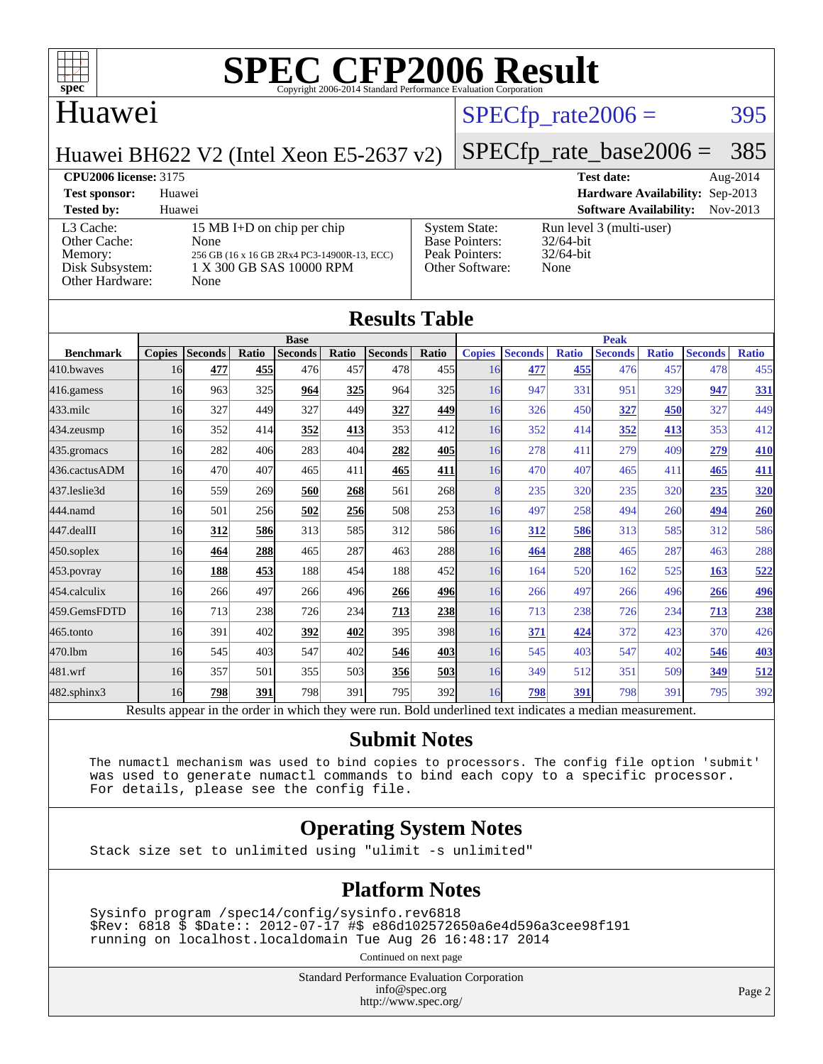# SPEC CFP2006 Result

Copyright 2006-2014 Standard Performance Evaluation Corporation

## Huawei

**Huawei BH622 V2 (Intel Xeon E5-2637 v2)**

SPECfp_rate2006 = 395

SPECfp_rate_base2006 = 385

| | | | |
|---|---|---|---|
| **CPU2006 license:** 3175 | | **Test date:** | Aug-2014 |
| **Test sponsor:** | Huawei | **Hardware Availability:** | Sep-2013 |
| **Tested by:** | Huawei | **Software Availability:** | Nov-2013 |

| | | | |
|---|---|---|---|
| L3 Cache: | 15 MB I+D on chip per chip | System State: | Run level 3 (multi-user) |
| Other Cache: | None | Base Pointers: | 32/64-bit |
| Memory: | 256 GB (16 x 16 GB 2Rx4 PC3-14900R-13, ECC) | Peak Pointers: | 32/64-bit |
| Disk Subsystem: | 1 X 300 GB SAS 10000 RPM | Other Software: | None |
| Other Hardware: | None | | |

## Results Table

| | Base | | | | | | | Peak | | | | | | |
|---|---|---|---|---|---|---|---|---|---|---|---|---|---|---|
| **Benchmark** | **Copies** | **Seconds** | **Ratio** | **Seconds** | **Ratio** | **Seconds** | **Ratio** | **Copies** | **Seconds** | **Ratio** | **Seconds** | **Ratio** | **Seconds** | **Ratio** |
| 410.bwaves | 16 | **477** | **455** | 476 | 457 | 478 | 455 | 16 | **477** | **455** | 476 | 457 | 478 | 455 |
| 416.gamess | 16 | 963 | 325 | **964** | **325** | 964 | 325 | 16 | 947 | 331 | 951 | 329 | **947** | **331** |
| 433.milc | 16 | 327 | 449 | 327 | 449 | **327** | **449** | 16 | 326 | 450 | **327** | **450** | 327 | 449 |
| 434.zeusmp | 16 | 352 | 414 | **352** | **413** | 353 | 412 | 16 | 352 | 414 | **352** | **413** | 353 | 412 |
| 435.gromacs | 16 | 282 | 406 | 283 | 404 | **282** | **405** | 16 | 278 | 411 | 279 | 409 | **279** | **410** |
| 436.cactusADM | 16 | 470 | 407 | 465 | 411 | **465** | **411** | 16 | 470 | 407 | 465 | 411 | **465** | **411** |
| 437.leslie3d | 16 | 559 | 269 | **560** | **268** | 561 | 268 | 8 | 235 | 320 | 235 | 320 | **235** | **320** |
| 444.namd | 16 | 501 | 256 | **502** | **256** | 508 | 253 | 16 | 497 | 258 | 494 | 260 | **494** | **260** |
| 447.dealII | 16 | **312** | **586** | 313 | 585 | 312 | 586 | 16 | **312** | **586** | 313 | 585 | 312 | 586 |
| 450.soplex | 16 | **464** | **288** | 465 | 287 | 463 | 288 | 16 | **464** | **288** | 465 | 287 | 463 | 288 |
| 453.povray | 16 | **188** | **453** | 188 | 454 | 188 | 452 | 16 | 164 | 520 | 162 | 525 | **163** | **522** |
| 454.calculix | 16 | 266 | 497 | 266 | 496 | **266** | **496** | 16 | 266 | 497 | 266 | 496 | **266** | **496** |
| 459.GemsFDTD | 16 | 713 | 238 | 726 | 234 | **713** | **238** | 16 | 713 | 238 | 726 | 234 | **713** | **238** |
| 465.tonto | 16 | 391 | 402 | **392** | **402** | 395 | 398 | 16 | **371** | **424** | 372 | 423 | 370 | 426 |
| 470.lbm | 16 | 545 | 403 | 547 | 402 | **546** | **403** | 16 | 545 | 403 | 547 | 402 | **546** | **403** |
| 481.wrf | 16 | 357 | 501 | 355 | 503 | **356** | **503** | 16 | 349 | 512 | 351 | 509 | **349** | **512** |
| 482.sphinx3 | 16 | **798** | **391** | 798 | 391 | 795 | 392 | 16 | **798** | **391** | 798 | 391 | 795 | 392 |

Results appear in the order in which they were run. Bold underlined text indicates a median measurement.

## Submit Notes

The numactl mechanism was used to bind copies to processors. The config file option 'submit' was used to generate numactl commands to bind each copy to a specific processor. For details, please see the config file.

## Operating System Notes

Stack size set to unlimited using "ulimit -s unlimited"

## Platform Notes

```
Sysinfo program /spec14/config/sysinfo.rev6818
$Rev: 6818 $ $Date:: 2012-07-17 #$ e86d102572650a6e4d596a3cee98f191
running on localhost.localdomain Tue Aug 26 16:48:17 2014
```

Continued on next page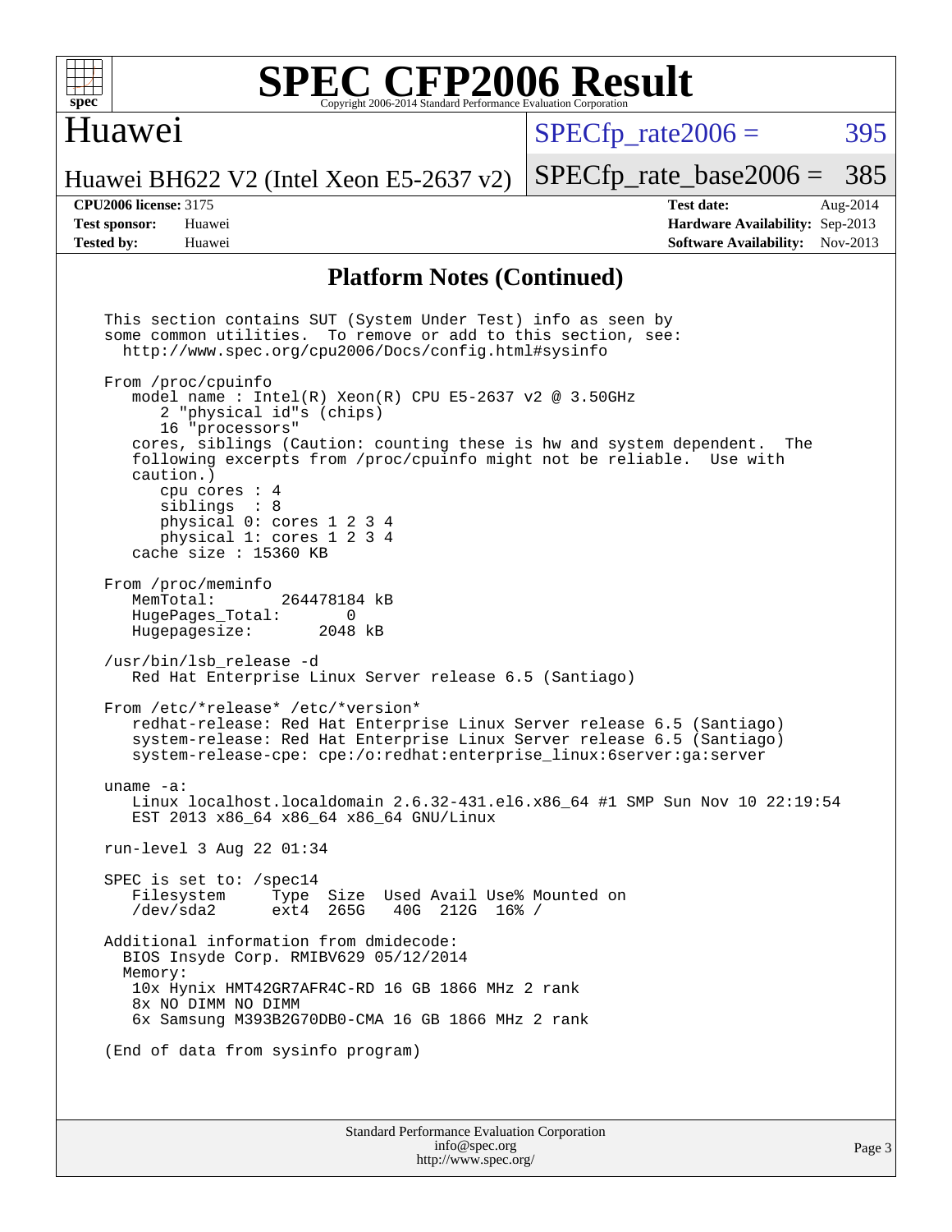# SPEC CFP2006 Result

Copyright 2006-2014 Standard Performance Evaluation Corporation

## Huawei

Huawei BH622 V2 (Intel Xeon E5-2637 v2)

SPECfp_rate2006 = 395

SPECfp_rate_base2006 = 385

**CPU2006 license:** 3175
**Test sponsor:** Huawei
**Tested by:** Huawei

**Test date:** Aug-2014
**Hardware Availability:** Sep-2013
**Software Availability:** Nov-2013

### Platform Notes (Continued)

```
This section contains SUT (System Under Test) info as seen by
some common utilities.  To remove or add to this section, see:
  http://www.spec.org/cpu2006/Docs/config.html#sysinfo

From /proc/cpuinfo
   model name : Intel(R) Xeon(R) CPU E5-2637 v2 @ 3.50GHz
      2 "physical id"s (chips)
      16 "processors"
   cores, siblings (Caution: counting these is hw and system dependent.  The
   following excerpts from /proc/cpuinfo might not be reliable.  Use with
   caution.)
      cpu cores : 4
      siblings  : 8
      physical 0: cores 1 2 3 4
      physical 1: cores 1 2 3 4
   cache size : 15360 KB

From /proc/meminfo
   MemTotal:       264478184 kB
   HugePages_Total:       0
   Hugepagesize:       2048 kB

/usr/bin/lsb_release -d
   Red Hat Enterprise Linux Server release 6.5 (Santiago)

From /etc/*release* /etc/*version*
   redhat-release: Red Hat Enterprise Linux Server release 6.5 (Santiago)
   system-release: Red Hat Enterprise Linux Server release 6.5 (Santiago)
   system-release-cpe: cpe:/o:redhat:enterprise_linux:6server:ga:server

uname -a:
   Linux localhost.localdomain 2.6.32-431.el6.x86_64 #1 SMP Sun Nov 10 22:19:54
   EST 2013 x86_64 x86_64 x86_64 GNU/Linux

run-level 3 Aug 22 01:34

SPEC is set to: /spec14
   Filesystem     Type  Size  Used Avail Use% Mounted on
   /dev/sda2      ext4  265G   40G  212G  16% /

Additional information from dmidecode:
  BIOS Insyde Corp. RMIBV629 05/12/2014
  Memory:
   10x Hynix HMT42GR7AFR4C-RD 16 GB 1866 MHz 2 rank
   8x NO DIMM NO DIMM
   6x Samsung M393B2G70DB0-CMA 16 GB 1866 MHz 2 rank

(End of data from sysinfo program)
```

Standard Performance Evaluation Corporation
info@spec.org
http://www.spec.org/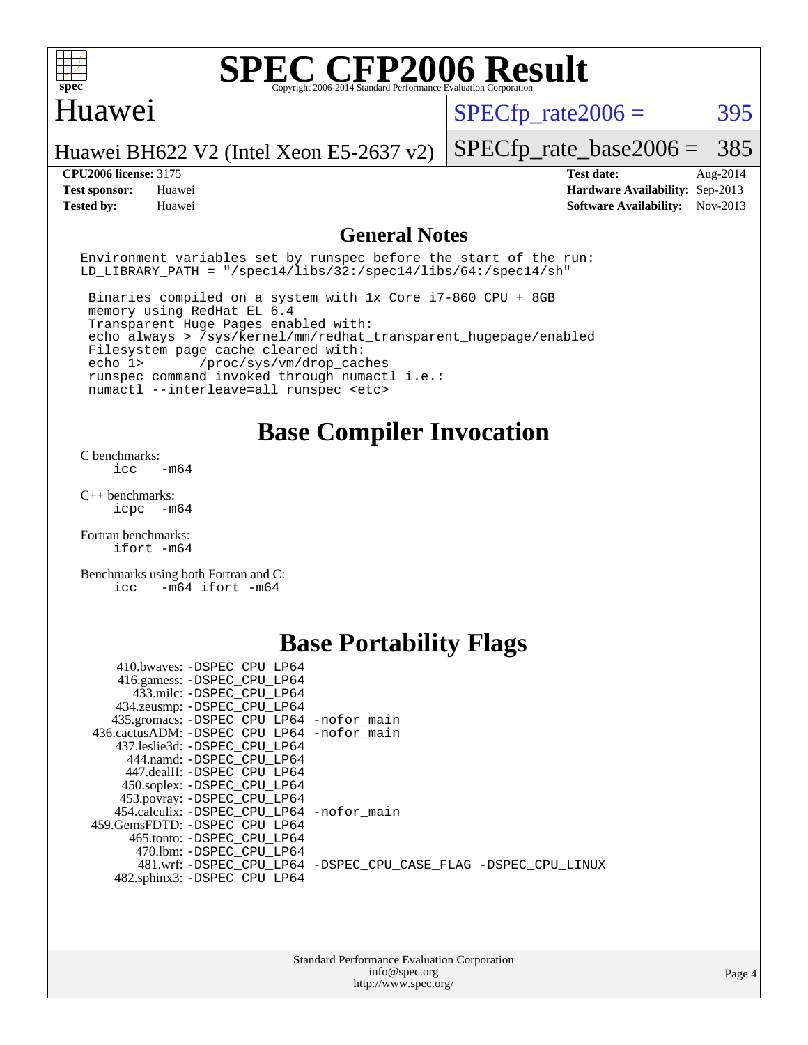# SPEC CFP2006 Result

Copyright 2006-2014 Standard Performance Evaluation Corporation

## Huawei

Huawei BH622 V2 (Intel Xeon E5-2637 v2)

SPECfp_rate2006 = 395

SPECfp_rate_base2006 = 385

| | | | |
|---|---|---|---|
| **CPU2006 license:** | 3175 | **Test date:** | Aug-2014 |
| **Test sponsor:** | Huawei | **Hardware Availability:** | Sep-2013 |
| **Tested by:** | Huawei | **Software Availability:** | Nov-2013 |

## General Notes

```
Environment variables set by runspec before the start of the run:
LD_LIBRARY_PATH = "/spec14/libs/32:/spec14/libs/64:/spec14/sh"

 Binaries compiled on a system with 1x Core i7-860 CPU + 8GB
 memory using RedHat EL 6.4
 Transparent Huge Pages enabled with:
 echo always > /sys/kernel/mm/redhat_transparent_hugepage/enabled
 Filesystem page cache cleared with:
 echo 1>       /proc/sys/vm/drop_caches
 runspec command invoked through numactl i.e.:
 numactl --interleave=all runspec <etc>
```

## Base Compiler Invocation

C benchmarks:
```
icc   -m64
```

C++ benchmarks:
```
icpc  -m64
```

Fortran benchmarks:
```
ifort -m64
```

Benchmarks using both Fortran and C:
```
icc   -m64 ifort -m64
```

## Base Portability Flags

```
    410.bwaves: -DSPEC_CPU_LP64
    416.gamess: -DSPEC_CPU_LP64
      433.milc: -DSPEC_CPU_LP64
    434.zeusmp: -DSPEC_CPU_LP64
   435.gromacs: -DSPEC_CPU_LP64 -nofor_main
436.cactusADM: -DSPEC_CPU_LP64 -nofor_main
   437.leslie3d: -DSPEC_CPU_LP64
      444.namd: -DSPEC_CPU_LP64
    447.dealII: -DSPEC_CPU_LP64
    450.soplex: -DSPEC_CPU_LP64
    453.povray: -DSPEC_CPU_LP64
  454.calculix: -DSPEC_CPU_LP64 -nofor_main
 459.GemsFDTD: -DSPEC_CPU_LP64
     465.tonto: -DSPEC_CPU_LP64
       470.lbm: -DSPEC_CPU_LP64
       481.wrf: -DSPEC_CPU_LP64 -DSPEC_CPU_CASE_FLAG -DSPEC_CPU_LINUX
   482.sphinx3: -DSPEC_CPU_LP64
```

Standard Performance Evaluation Corporation
info@spec.org
http://www.spec.org/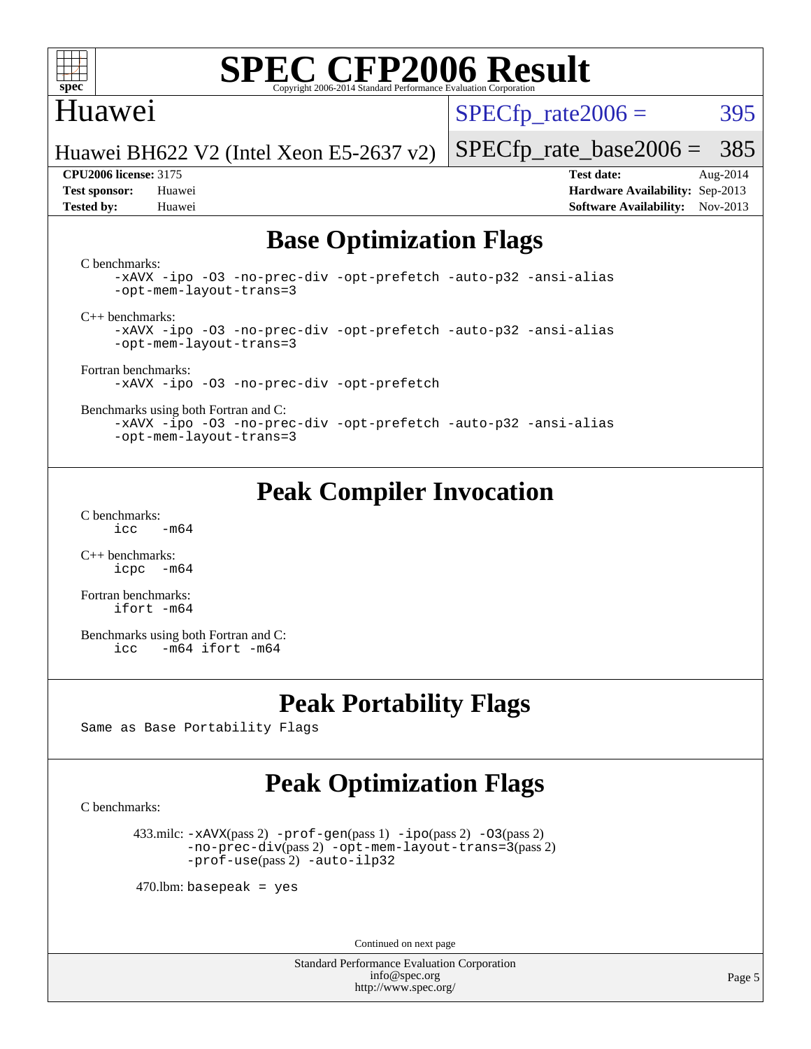# SPEC CFP2006 Result

Copyright 2006-2014 Standard Performance Evaluation Corporation

**Huawei**

Huawei BH622 V2 (Intel Xeon E5-2637 v2)

SPECfp_rate2006 = 395

SPECfp_rate_base2006 = 385

**CPU2006 license:** 3175
**Test sponsor:** Huawei
**Tested by:** Huawei

**Test date:** Aug-2014
**Hardware Availability:** Sep-2013
**Software Availability:** Nov-2013

## Base Optimization Flags

C benchmarks:

```
-xAVX -ipo -O3 -no-prec-div -opt-prefetch -auto-p32 -ansi-alias
-opt-mem-layout-trans=3
```

C++ benchmarks:

```
-xAVX -ipo -O3 -no-prec-div -opt-prefetch -auto-p32 -ansi-alias
-opt-mem-layout-trans=3
```

Fortran benchmarks:

```
-xAVX -ipo -O3 -no-prec-div -opt-prefetch
```

Benchmarks using both Fortran and C:

```
-xAVX -ipo -O3 -no-prec-div -opt-prefetch -auto-p32 -ansi-alias
-opt-mem-layout-trans=3
```

## Peak Compiler Invocation

C benchmarks:

```
icc   -m64
```

C++ benchmarks:

```
icpc  -m64
```

Fortran benchmarks:

```
ifort -m64
```

Benchmarks using both Fortran and C:

```
icc   -m64 ifort -m64
```

## Peak Portability Flags

Same as Base Portability Flags

## Peak Optimization Flags

C benchmarks:

433.milc: -xAVX(pass 2) -prof-gen(pass 1) -ipo(pass 2) -O3(pass 2) -no-prec-div(pass 2) -opt-mem-layout-trans=3(pass 2) -prof-use(pass 2) -auto-ilp32

470.lbm: basepeak = yes

Continued on next page

Standard Performance Evaluation Corporation
info@spec.org
http://www.spec.org/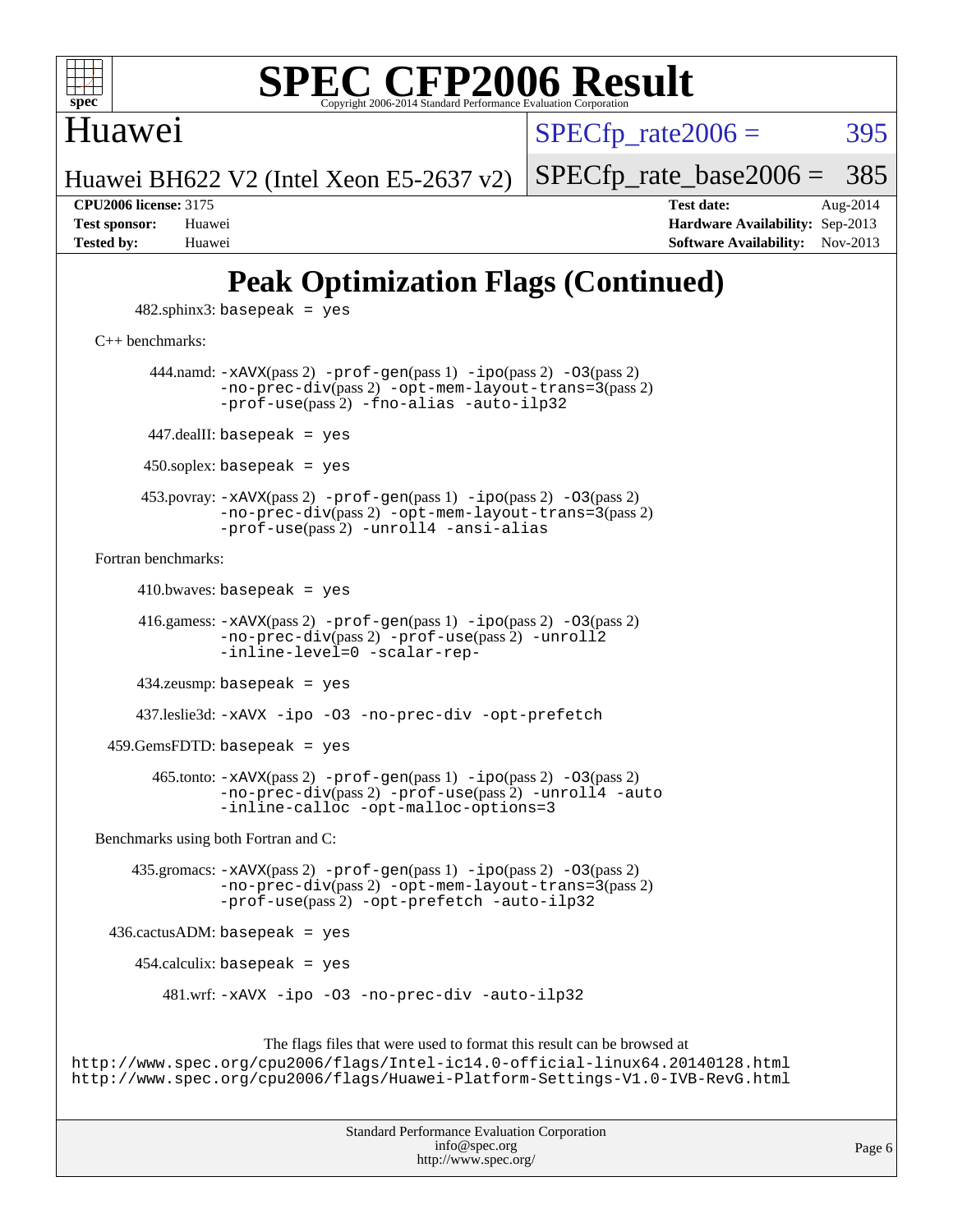# Peak Optimization Flags (Continued)

482.sphinx3: `basepeak = yes`

C++ benchmarks:

444.namd: `-xAVX`(pass 2) `-prof-gen`(pass 1) `-ipo`(pass 2) `-O3`(pass 2) `-no-prec-div`(pass 2) `-opt-mem-layout-trans=3`(pass 2) `-prof-use`(pass 2) `-fno-alias` `-auto-ilp32`

447.dealII: `basepeak = yes`

450.soplex: `basepeak = yes`

453.povray: `-xAVX`(pass 2) `-prof-gen`(pass 1) `-ipo`(pass 2) `-O3`(pass 2) `-no-prec-div`(pass 2) `-opt-mem-layout-trans=3`(pass 2) `-prof-use`(pass 2) `-unroll4` `-ansi-alias`

Fortran benchmarks:

410.bwaves: `basepeak = yes`

416.gamess: `-xAVX`(pass 2) `-prof-gen`(pass 1) `-ipo`(pass 2) `-O3`(pass 2) `-no-prec-div`(pass 2) `-prof-use`(pass 2) `-unroll2` `-inline-level=0` `-scalar-rep-`

434.zeusmp: `basepeak = yes`

437.leslie3d: `-xAVX -ipo -O3 -no-prec-div -opt-prefetch`

459.GemsFDTD: `basepeak = yes`

465.tonto: `-xAVX`(pass 2) `-prof-gen`(pass 1) `-ipo`(pass 2) `-O3`(pass 2) `-no-prec-div`(pass 2) `-prof-use`(pass 2) `-unroll4` `-auto` `-inline-calloc` `-opt-malloc-options=3`

Benchmarks using both Fortran and C:

435.gromacs: `-xAVX`(pass 2) `-prof-gen`(pass 1) `-ipo`(pass 2) `-O3`(pass 2) `-no-prec-div`(pass 2) `-opt-mem-layout-trans=3`(pass 2) `-prof-use`(pass 2) `-opt-prefetch` `-auto-ilp32`

436.cactusADM: `basepeak = yes`

454.calculix: `basepeak = yes`

481.wrf: `-xAVX -ipo -O3 -no-prec-div -auto-ilp32`

The flags files that were used to format this result can be browsed at
http://www.spec.org/cpu2006/flags/Intel-ic14.0-official-linux64.20140128.html
http://www.spec.org/cpu2006/flags/Huawei-Platform-Settings-V1.0-IVB-RevG.html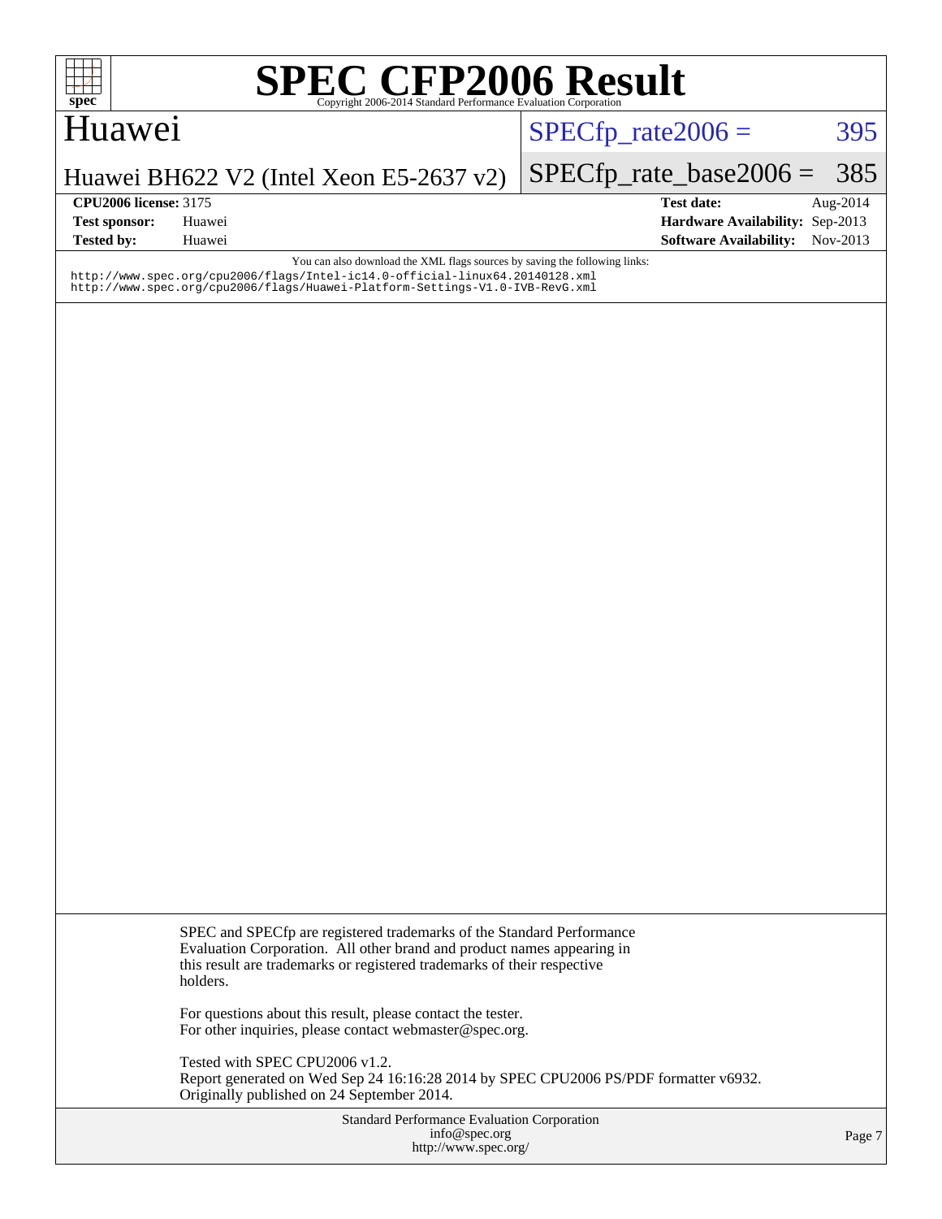# SPEC CFP2006 Result

Copyright 2006-2014 Standard Performance Evaluation Corporation

## Huawei

Huawei BH622 V2 (Intel Xeon E5-2637 v2)

SPECfp_rate2006 = 395

SPECfp_rate_base2006 = 385

**CPU2006 license:** 3175
**Test sponsor:** Huawei
**Tested by:** Huawei

**Test date:** Aug-2014
**Hardware Availability:** Sep-2013
**Software Availability:** Nov-2013

You can also download the XML flags sources by saving the following links:

```
http://www.spec.org/cpu2006/flags/Intel-ic14.0-official-linux64.20140128.xml
http://www.spec.org/cpu2006/flags/Huawei-Platform-Settings-V1.0-IVB-RevG.xml
```

SPEC and SPECfp are registered trademarks of the Standard Performance Evaluation Corporation. All other brand and product names appearing in this result are trademarks or registered trademarks of their respective holders.

For questions about this result, please contact the tester.
For other inquiries, please contact webmaster@spec.org.

Tested with SPEC CPU2006 v1.2.
Report generated on Wed Sep 24 16:16:28 2014 by SPEC CPU2006 PS/PDF formatter v6932.
Originally published on 24 September 2014.

Standard Performance Evaluation Corporation
info@spec.org
http://www.spec.org/